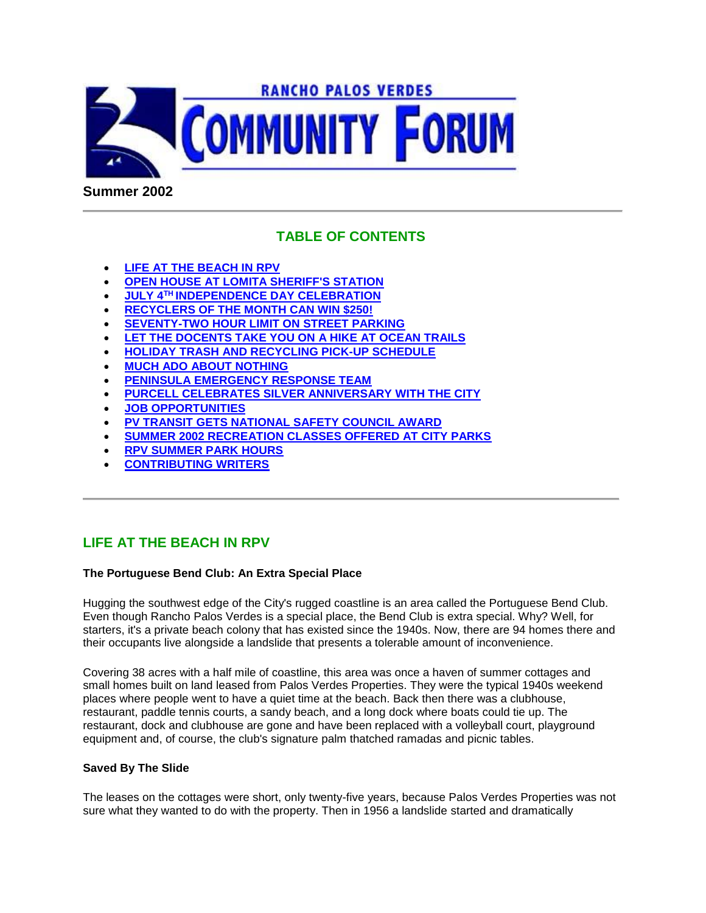# RANCHO PALOS VERDES COMMUNITY FORUM

**Summer 2002**

---

## TABLE OF CONTENTS

- LIFE AT THE BEACH IN RPV
- OPEN HOUSE AT LOMITA SHERIFF'S STATION
- JULY 4TH INDEPENDENCE DAY CELEBRATION
- RECYCLERS OF THE MONTH CAN WIN $250!
- SEVENTY-TWO HOUR LIMIT ON STREET PARKING
- LET THE DOCENTS TAKE YOU ON A HIKE AT OCEAN TRAILS
- HOLIDAY TRASH AND RECYCLING PICK-UP SCHEDULE
- MUCH ADO ABOUT NOTHING
- PENINSULA EMERGENCY RESPONSE TEAM
- PURCELL CELEBRATES SILVER ANNIVERSARY WITH THE CITY
- JOB OPPORTUNITIES
- PV TRANSIT GETS NATIONAL SAFETY COUNCIL AWARD
- SUMMER 2002 RECREATION CLASSES OFFERED AT CITY PARKS
- RPV SUMMER PARK HOURS
- CONTRIBUTING WRITERS

---

## LIFE AT THE BEACH IN RPV

**The Portuguese Bend Club: An Extra Special Place**

Hugging the southwest edge of the City's rugged coastline is an area called the Portuguese Bend Club. Even though Rancho Palos Verdes is a special place, the Bend Club is extra special. Why? Well, for starters, it's a private beach colony that has existed since the 1940s. Now, there are 94 homes there and their occupants live alongside a landslide that presents a tolerable amount of inconvenience.

Covering 38 acres with a half mile of coastline, this area was once a haven of summer cottages and small homes built on land leased from Palos Verdes Properties. They were the typical 1940s weekend places where people went to have a quiet time at the beach. Back then there was a clubhouse, restaurant, paddle tennis courts, a sandy beach, and a long dock where boats could tie up. The restaurant, dock and clubhouse are gone and have been replaced with a volleyball court, playground equipment and, of course, the club's signature palm thatched ramadas and picnic tables.

**Saved By The Slide**

The leases on the cottages were short, only twenty-five years, because Palos Verdes Properties was not sure what they wanted to do with the property. Then in 1956 a landslide started and dramatically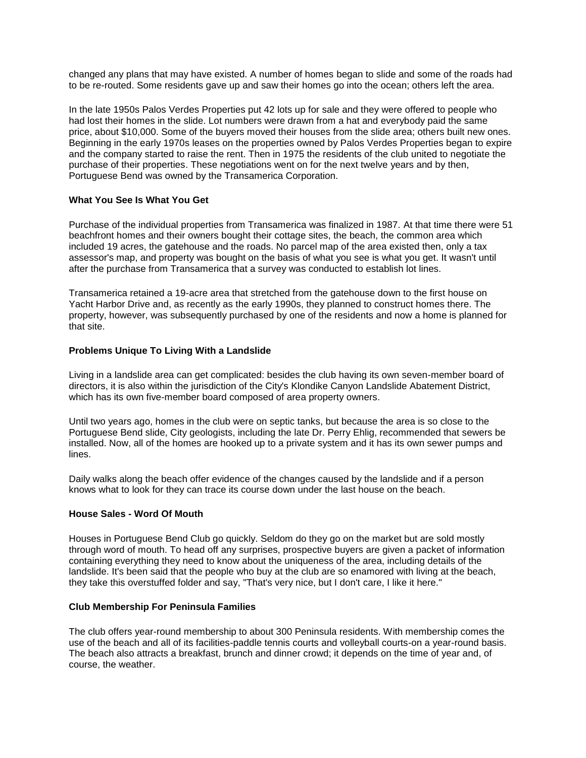changed any plans that may have existed. A number of homes began to slide and some of the roads had to be re-routed. Some residents gave up and saw their homes go into the ocean; others left the area.

In the late 1950s Palos Verdes Properties put 42 lots up for sale and they were offered to people who had lost their homes in the slide. Lot numbers were drawn from a hat and everybody paid the same price, about $10,000. Some of the buyers moved their houses from the slide area; others built new ones. Beginning in the early 1970s leases on the properties owned by Palos Verdes Properties began to expire and the company started to raise the rent. Then in 1975 the residents of the club united to negotiate the purchase of their properties. These negotiations went on for the next twelve years and by then, Portuguese Bend was owned by the Transamerica Corporation.

**What You See Is What You Get**

Purchase of the individual properties from Transamerica was finalized in 1987. At that time there were 51 beachfront homes and their owners bought their cottage sites, the beach, the common area which included 19 acres, the gatehouse and the roads. No parcel map of the area existed then, only a tax assessor's map, and property was bought on the basis of what you see is what you get. It wasn't until after the purchase from Transamerica that a survey was conducted to establish lot lines.

Transamerica retained a 19-acre area that stretched from the gatehouse down to the first house on Yacht Harbor Drive and, as recently as the early 1990s, they planned to construct homes there. The property, however, was subsequently purchased by one of the residents and now a home is planned for that site.

**Problems Unique To Living With a Landslide**

Living in a landslide area can get complicated: besides the club having its own seven-member board of directors, it is also within the jurisdiction of the City's Klondike Canyon Landslide Abatement District, which has its own five-member board composed of area property owners.

Until two years ago, homes in the club were on septic tanks, but because the area is so close to the Portuguese Bend slide, City geologists, including the late Dr. Perry Ehlig, recommended that sewers be installed. Now, all of the homes are hooked up to a private system and it has its own sewer pumps and lines.

Daily walks along the beach offer evidence of the changes caused by the landslide and if a person knows what to look for they can trace its course down under the last house on the beach.

**House Sales - Word Of Mouth**

Houses in Portuguese Bend Club go quickly. Seldom do they go on the market but are sold mostly through word of mouth. To head off any surprises, prospective buyers are given a packet of information containing everything they need to know about the uniqueness of the area, including details of the landslide. It's been said that the people who buy at the club are so enamored with living at the beach, they take this overstuffed folder and say, "That's very nice, but I don't care, I like it here."

**Club Membership For Peninsula Families**

The club offers year-round membership to about 300 Peninsula residents. With membership comes the use of the beach and all of its facilities-paddle tennis courts and volleyball courts-on a year-round basis. The beach also attracts a breakfast, brunch and dinner crowd; it depends on the time of year and, of course, the weather.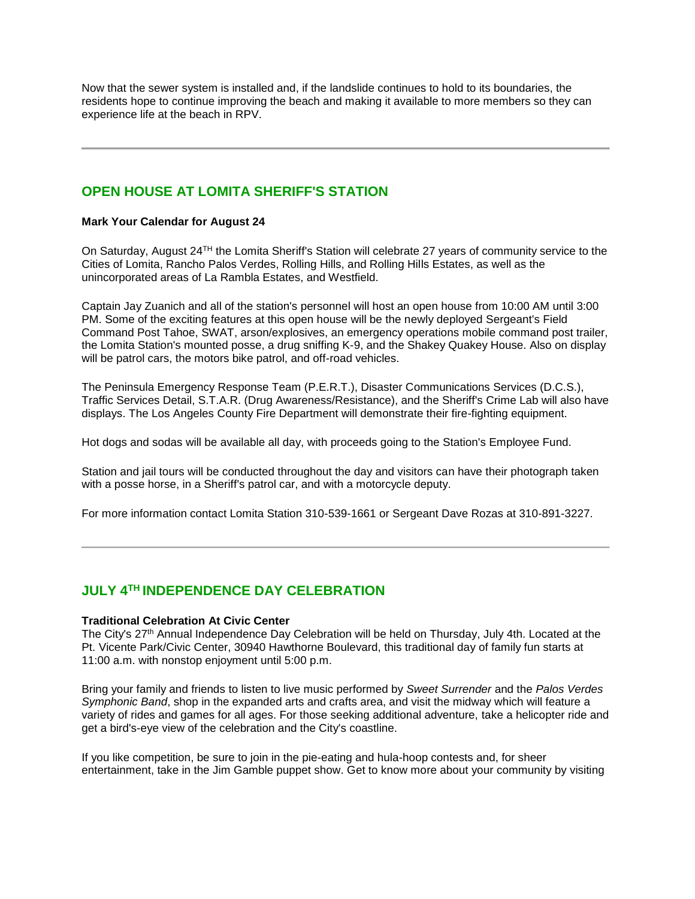Now that the sewer system is installed and, if the landslide continues to hold to its boundaries, the residents hope to continue improving the beach and making it available to more members so they can experience life at the beach in RPV.

---

## OPEN HOUSE AT LOMITA SHERIFF'S STATION

**Mark Your Calendar for August 24**

On Saturday, August 24TH the Lomita Sheriff's Station will celebrate 27 years of community service to the Cities of Lomita, Rancho Palos Verdes, Rolling Hills, and Rolling Hills Estates, as well as the unincorporated areas of La Rambla Estates, and Westfield.

Captain Jay Zuanich and all of the station's personnel will host an open house from 10:00 AM until 3:00 PM. Some of the exciting features at this open house will be the newly deployed Sergeant's Field Command Post Tahoe, SWAT, arson/explosives, an emergency operations mobile command post trailer, the Lomita Station's mounted posse, a drug sniffing K-9, and the Shakey Quakey House. Also on display will be patrol cars, the motors bike patrol, and off-road vehicles.

The Peninsula Emergency Response Team (P.E.R.T.), Disaster Communications Services (D.C.S.), Traffic Services Detail, S.T.A.R. (Drug Awareness/Resistance), and the Sheriff's Crime Lab will also have displays. The Los Angeles County Fire Department will demonstrate their fire-fighting equipment.

Hot dogs and sodas will be available all day, with proceeds going to the Station's Employee Fund.

Station and jail tours will be conducted throughout the day and visitors can have their photograph taken with a posse horse, in a Sheriff's patrol car, and with a motorcycle deputy.

For more information contact Lomita Station 310-539-1661 or Sergeant Dave Rozas at 310-891-3227.

---

## JULY 4TH INDEPENDENCE DAY CELEBRATION

**Traditional Celebration At Civic Center**

The City's 27th Annual Independence Day Celebration will be held on Thursday, July 4th. Located at the Pt. Vicente Park/Civic Center, 30940 Hawthorne Boulevard, this traditional day of family fun starts at 11:00 a.m. with nonstop enjoyment until 5:00 p.m.

Bring your family and friends to listen to live music performed by *Sweet Surrender* and the *Palos Verdes Symphonic Band*, shop in the expanded arts and crafts area, and visit the midway which will feature a variety of rides and games for all ages. For those seeking additional adventure, take a helicopter ride and get a bird's-eye view of the celebration and the City's coastline.

If you like competition, be sure to join in the pie-eating and hula-hoop contests and, for sheer entertainment, take in the Jim Gamble puppet show. Get to know more about your community by visiting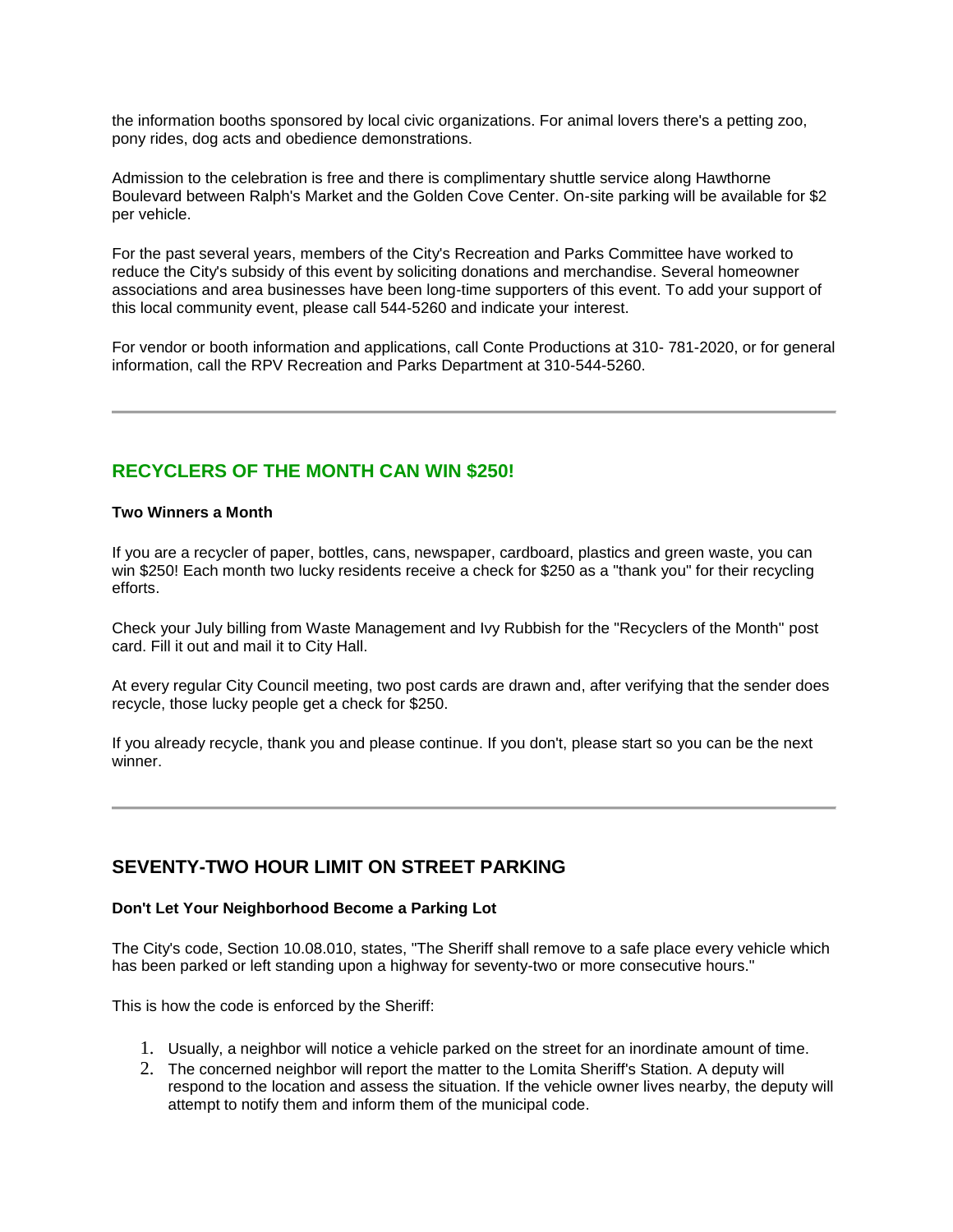the information booths sponsored by local civic organizations. For animal lovers there's a petting zoo, pony rides, dog acts and obedience demonstrations.

Admission to the celebration is free and there is complimentary shuttle service along Hawthorne Boulevard between Ralph's Market and the Golden Cove Center. On-site parking will be available for $2 per vehicle.

For the past several years, members of the City's Recreation and Parks Committee have worked to reduce the City's subsidy of this event by soliciting donations and merchandise. Several homeowner associations and area businesses have been long-time supporters of this event. To add your support of this local community event, please call 544-5260 and indicate your interest.

For vendor or booth information and applications, call Conte Productions at 310- 781-2020, or for general information, call the RPV Recreation and Parks Department at 310-544-5260.

---

## RECYCLERS OF THE MONTH CAN WIN $250!

**Two Winners a Month**

If you are a recycler of paper, bottles, cans, newspaper, cardboard, plastics and green waste, you can win $250! Each month two lucky residents receive a check for $250 as a "thank you" for their recycling efforts.

Check your July billing from Waste Management and Ivy Rubbish for the "Recyclers of the Month" post card. Fill it out and mail it to City Hall.

At every regular City Council meeting, two post cards are drawn and, after verifying that the sender does recycle, those lucky people get a check for $250.

If you already recycle, thank you and please continue. If you don't, please start so you can be the next winner.

---

## SEVENTY-TWO HOUR LIMIT ON STREET PARKING

**Don't Let Your Neighborhood Become a Parking Lot**

The City's code, Section 10.08.010, states, "The Sheriff shall remove to a safe place every vehicle which has been parked or left standing upon a highway for seventy-two or more consecutive hours."

This is how the code is enforced by the Sheriff:

1. Usually, a neighbor will notice a vehicle parked on the street for an inordinate amount of time.
2. The concerned neighbor will report the matter to the Lomita Sheriff's Station. A deputy will respond to the location and assess the situation. If the vehicle owner lives nearby, the deputy will attempt to notify them and inform them of the municipal code.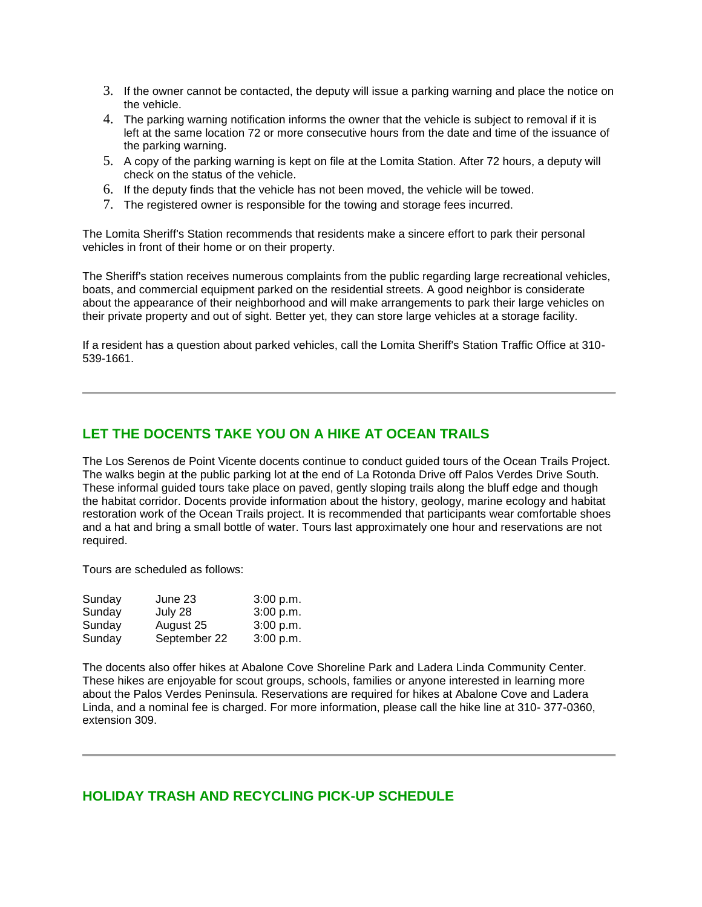3. If the owner cannot be contacted, the deputy will issue a parking warning and place the notice on the vehicle.
4. The parking warning notification informs the owner that the vehicle is subject to removal if it is left at the same location 72 or more consecutive hours from the date and time of the issuance of the parking warning.
5. A copy of the parking warning is kept on file at the Lomita Station. After 72 hours, a deputy will check on the status of the vehicle.
6. If the deputy finds that the vehicle has not been moved, the vehicle will be towed.
7. The registered owner is responsible for the towing and storage fees incurred.

The Lomita Sheriff's Station recommends that residents make a sincere effort to park their personal vehicles in front of their home or on their property.

The Sheriff's station receives numerous complaints from the public regarding large recreational vehicles, boats, and commercial equipment parked on the residential streets. A good neighbor is considerate about the appearance of their neighborhood and will make arrangements to park their large vehicles on their private property and out of sight. Better yet, they can store large vehicles at a storage facility.

If a resident has a question about parked vehicles, call the Lomita Sheriff's Station Traffic Office at 310-539-1661.

---

## LET THE DOCENTS TAKE YOU ON A HIKE AT OCEAN TRAILS

The Los Serenos de Point Vicente docents continue to conduct guided tours of the Ocean Trails Project. The walks begin at the public parking lot at the end of La Rotonda Drive off Palos Verdes Drive South. These informal guided tours take place on paved, gently sloping trails along the bluff edge and though the habitat corridor. Docents provide information about the history, geology, marine ecology and habitat restoration work of the Ocean Trails project. It is recommended that participants wear comfortable shoes and a hat and bring a small bottle of water. Tours last approximately one hour and reservations are not required.

Tours are scheduled as follows:

| | | |
|---|---|---|
| Sunday | June 23 | 3:00 p.m. |
| Sunday | July 28 | 3:00 p.m. |
| Sunday | August 25 | 3:00 p.m. |
| Sunday | September 22 | 3:00 p.m. |

The docents also offer hikes at Abalone Cove Shoreline Park and Ladera Linda Community Center. These hikes are enjoyable for scout groups, schools, families or anyone interested in learning more about the Palos Verdes Peninsula. Reservations are required for hikes at Abalone Cove and Ladera Linda, and a nominal fee is charged. For more information, please call the hike line at 310- 377-0360, extension 309.

---

## HOLIDAY TRASH AND RECYCLING PICK-UP SCHEDULE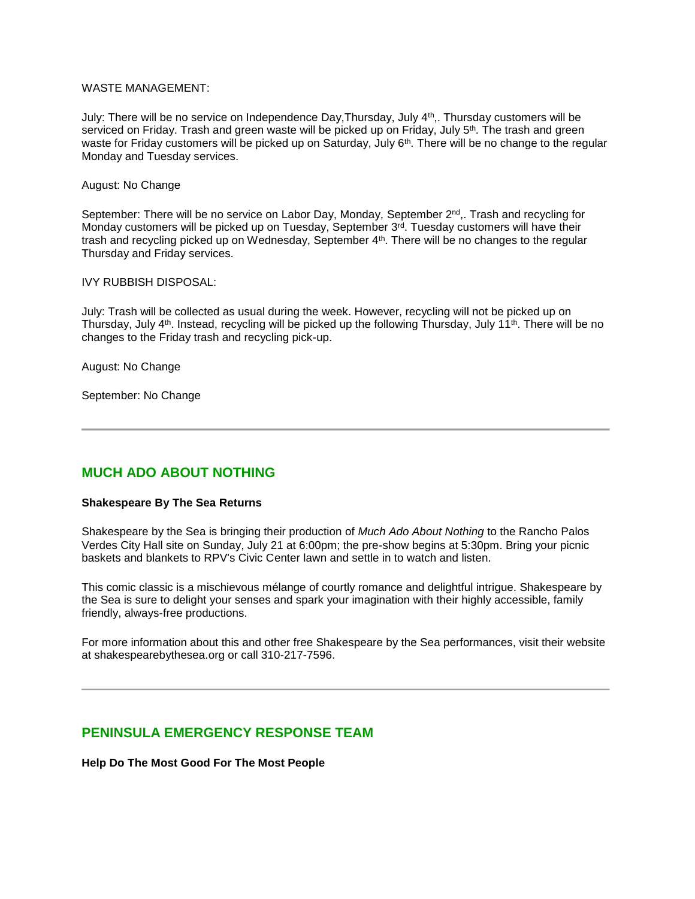WASTE MANAGEMENT:

July: There will be no service on Independence Day,Thursday, July 4th,. Thursday customers will be serviced on Friday. Trash and green waste will be picked up on Friday, July 5th. The trash and green waste for Friday customers will be picked up on Saturday, July 6th. There will be no change to the regular Monday and Tuesday services.

August: No Change

September: There will be no service on Labor Day, Monday, September 2nd,. Trash and recycling for Monday customers will be picked up on Tuesday, September 3rd. Tuesday customers will have their trash and recycling picked up on Wednesday, September 4th. There will be no changes to the regular Thursday and Friday services.

IVY RUBBISH DISPOSAL:

July: Trash will be collected as usual during the week. However, recycling will not be picked up on Thursday, July 4th. Instead, recycling will be picked up the following Thursday, July 11th. There will be no changes to the Friday trash and recycling pick-up.

August: No Change

September: No Change

---

## MUCH ADO ABOUT NOTHING

**Shakespeare By The Sea Returns**

Shakespeare by the Sea is bringing their production of *Much Ado About Nothing* to the Rancho Palos Verdes City Hall site on Sunday, July 21 at 6:00pm; the pre-show begins at 5:30pm. Bring your picnic baskets and blankets to RPV's Civic Center lawn and settle in to watch and listen.

This comic classic is a mischievous mélange of courtly romance and delightful intrigue. Shakespeare by the Sea is sure to delight your senses and spark your imagination with their highly accessible, family friendly, always-free productions.

For more information about this and other free Shakespeare by the Sea performances, visit their website at shakespearebythesea.org or call 310-217-7596.

---

## PENINSULA EMERGENCY RESPONSE TEAM

**Help Do The Most Good For The Most People**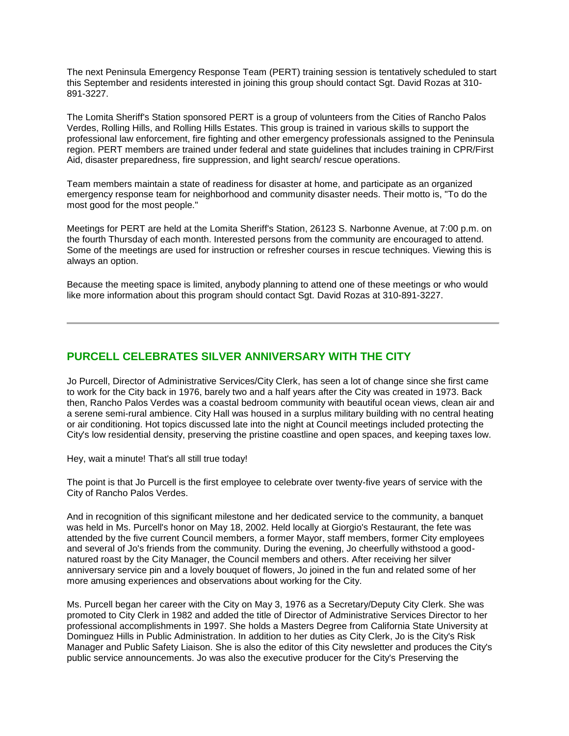The next Peninsula Emergency Response Team (PERT) training session is tentatively scheduled to start this September and residents interested in joining this group should contact Sgt. David Rozas at 310-891-3227.

The Lomita Sheriff's Station sponsored PERT is a group of volunteers from the Cities of Rancho Palos Verdes, Rolling Hills, and Rolling Hills Estates. This group is trained in various skills to support the professional law enforcement, fire fighting and other emergency professionals assigned to the Peninsula region. PERT members are trained under federal and state guidelines that includes training in CPR/First Aid, disaster preparedness, fire suppression, and light search/ rescue operations.

Team members maintain a state of readiness for disaster at home, and participate as an organized emergency response team for neighborhood and community disaster needs. Their motto is, "To do the most good for the most people."

Meetings for PERT are held at the Lomita Sheriff's Station, 26123 S. Narbonne Avenue, at 7:00 p.m. on the fourth Thursday of each month. Interested persons from the community are encouraged to attend. Some of the meetings are used for instruction or refresher courses in rescue techniques. Viewing this is always an option.

Because the meeting space is limited, anybody planning to attend one of these meetings or who would like more information about this program should contact Sgt. David Rozas at 310-891-3227.

---

## PURCELL CELEBRATES SILVER ANNIVERSARY WITH THE CITY

Jo Purcell, Director of Administrative Services/City Clerk, has seen a lot of change since she first came to work for the City back in 1976, barely two and a half years after the City was created in 1973. Back then, Rancho Palos Verdes was a coastal bedroom community with beautiful ocean views, clean air and a serene semi-rural ambience. City Hall was housed in a surplus military building with no central heating or air conditioning. Hot topics discussed late into the night at Council meetings included protecting the City's low residential density, preserving the pristine coastline and open spaces, and keeping taxes low.

Hey, wait a minute! That's all still true today!

The point is that Jo Purcell is the first employee to celebrate over twenty-five years of service with the City of Rancho Palos Verdes.

And in recognition of this significant milestone and her dedicated service to the community, a banquet was held in Ms. Purcell's honor on May 18, 2002. Held locally at Giorgio's Restaurant, the fete was attended by the five current Council members, a former Mayor, staff members, former City employees and several of Jo's friends from the community. During the evening, Jo cheerfully withstood a good-natured roast by the City Manager, the Council members and others. After receiving her silver anniversary service pin and a lovely bouquet of flowers, Jo joined in the fun and related some of her more amusing experiences and observations about working for the City.

Ms. Purcell began her career with the City on May 3, 1976 as a Secretary/Deputy City Clerk. She was promoted to City Clerk in 1982 and added the title of Director of Administrative Services Director to her professional accomplishments in 1997. She holds a Masters Degree from California State University at Dominguez Hills in Public Administration. In addition to her duties as City Clerk, Jo is the City's Risk Manager and Public Safety Liaison. She is also the editor of this City newsletter and produces the City's public service announcements. Jo was also the executive producer for the City's Preserving the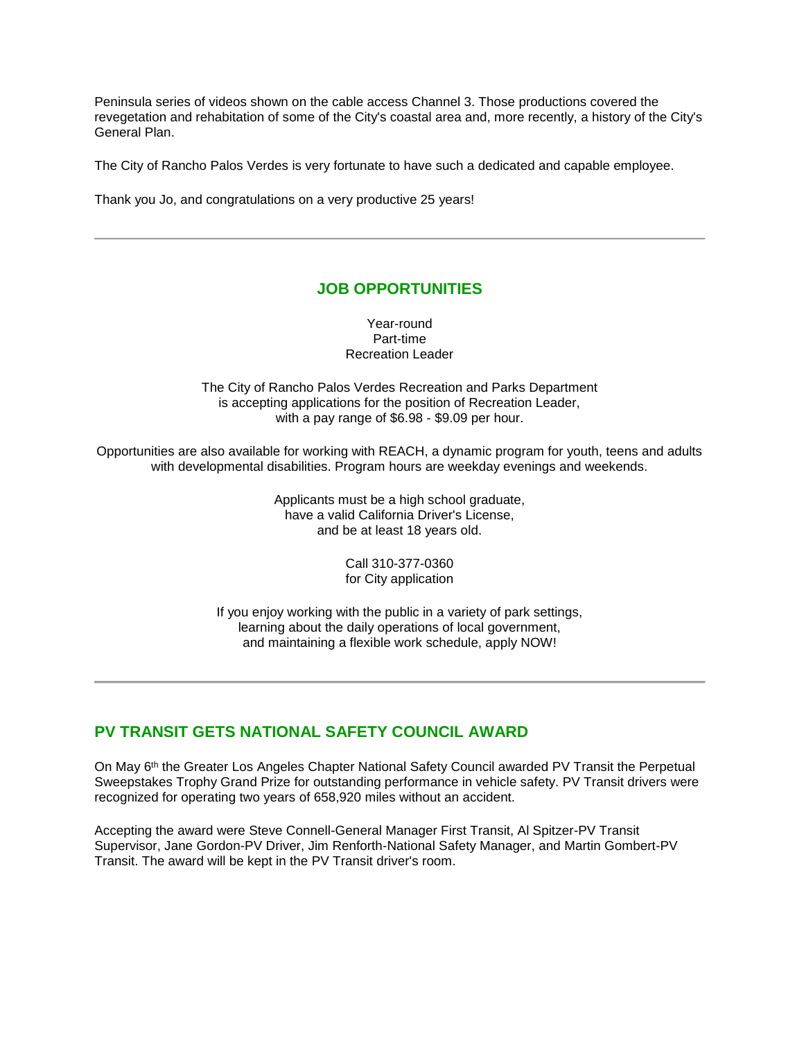Peninsula series of videos shown on the cable access Channel 3. Those productions covered the revegetation and rehabitation of some of the City's coastal area and, more recently, a history of the City's General Plan.

The City of Rancho Palos Verdes is very fortunate to have such a dedicated and capable employee.

Thank you Jo, and congratulations on a very productive 25 years!

---

## JOB OPPORTUNITIES

Year-round
Part-time
Recreation Leader

The City of Rancho Palos Verdes Recreation and Parks Department is accepting applications for the position of Recreation Leader, with a pay range of $6.98 - $9.09 per hour.

Opportunities are also available for working with REACH, a dynamic program for youth, teens and adults with developmental disabilities. Program hours are weekday evenings and weekends.

Applicants must be a high school graduate, have a valid California Driver's License, and be at least 18 years old.

Call 310-377-0360
for City application

If you enjoy working with the public in a variety of park settings, learning about the daily operations of local government, and maintaining a flexible work schedule, apply NOW!

---

## PV TRANSIT GETS NATIONAL SAFETY COUNCIL AWARD

On May 6th the Greater Los Angeles Chapter National Safety Council awarded PV Transit the Perpetual Sweepstakes Trophy Grand Prize for outstanding performance in vehicle safety. PV Transit drivers were recognized for operating two years of 658,920 miles without an accident.

Accepting the award were Steve Connell-General Manager First Transit, Al Spitzer-PV Transit Supervisor, Jane Gordon-PV Driver, Jim Renforth-National Safety Manager, and Martin Gombert-PV Transit. The award will be kept in the PV Transit driver's room.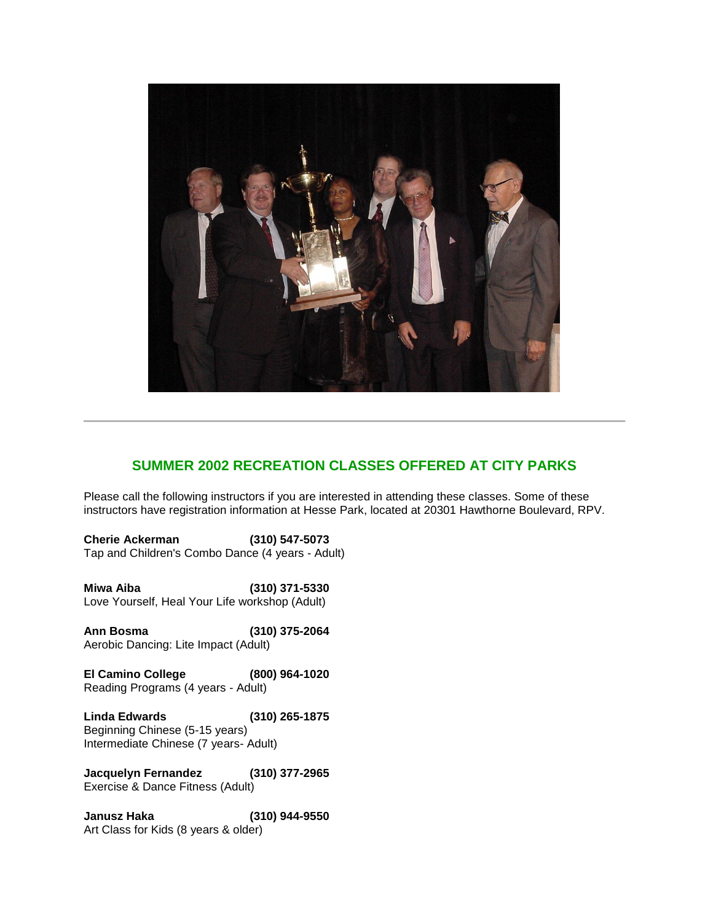---

## SUMMER 2002 RECREATION CLASSES OFFERED AT CITY PARKS

Please call the following instructors if you are interested in attending these classes. Some of these instructors have registration information at Hesse Park, located at 20301 Hawthorne Boulevard, RPV.

**Cherie Ackerman** **(310) 547-5073**
Tap and Children's Combo Dance (4 years - Adult)

**Miwa Aiba** **(310) 371-5330**
Love Yourself, Heal Your Life workshop (Adult)

**Ann Bosma** **(310) 375-2064**
Aerobic Dancing: Lite Impact (Adult)

**El Camino College** **(800) 964-1020**
Reading Programs (4 years - Adult)

**Linda Edwards** **(310) 265-1875**
Beginning Chinese (5-15 years)
Intermediate Chinese (7 years- Adult)

**Jacquelyn Fernandez** **(310) 377-2965**
Exercise & Dance Fitness (Adult)

**Janusz Haka** **(310) 944-9550**
Art Class for Kids (8 years & older)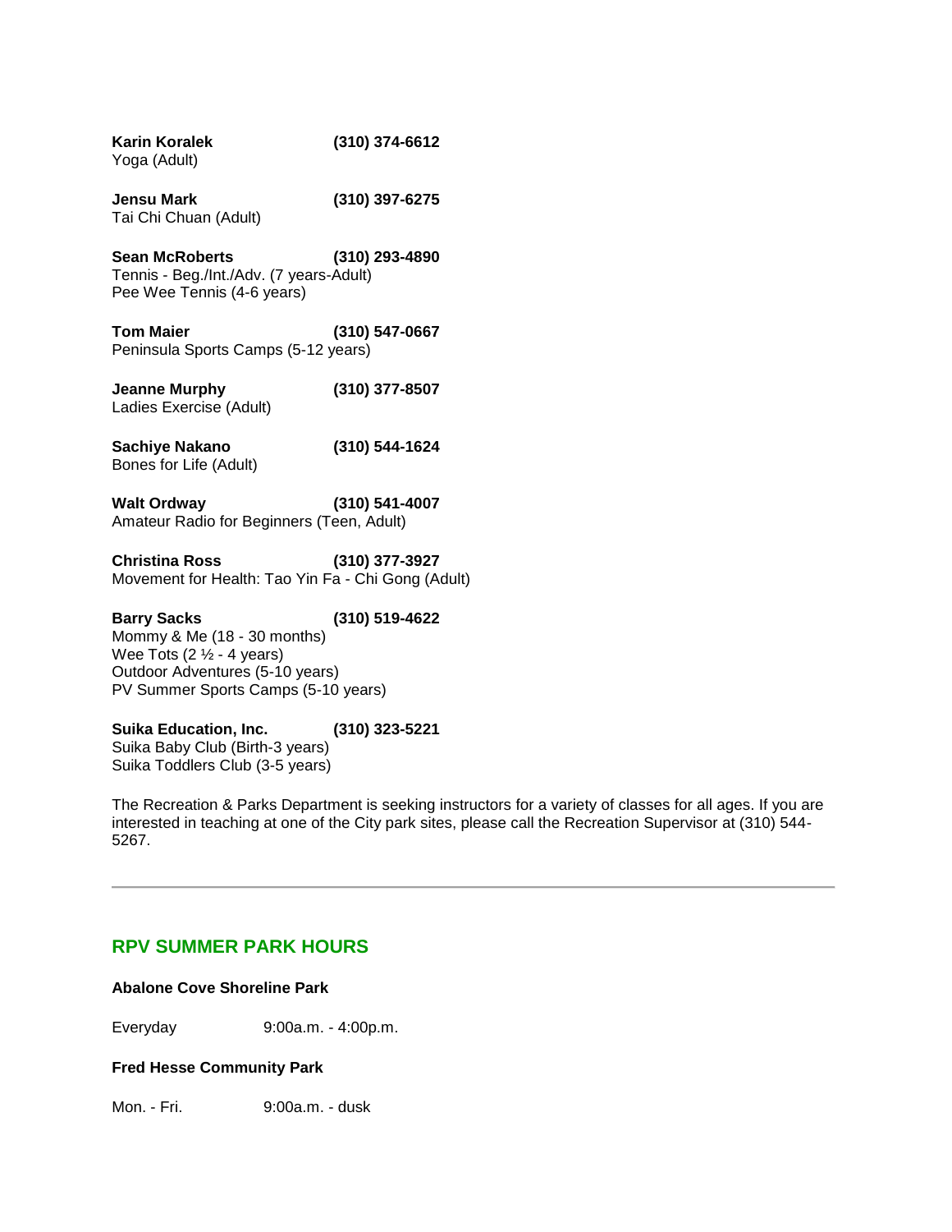**Karin Koralek** **(310) 374-6612**
Yoga (Adult)

**Jensu Mark** **(310) 397-6275**
Tai Chi Chuan (Adult)

**Sean McRoberts** **(310) 293-4890**
Tennis - Beg./Int./Adv. (7 years-Adult)
Pee Wee Tennis (4-6 years)

**Tom Maier** **(310) 547-0667**
Peninsula Sports Camps (5-12 years)

**Jeanne Murphy** **(310) 377-8507**
Ladies Exercise (Adult)

**Sachiye Nakano** **(310) 544-1624**
Bones for Life (Adult)

**Walt Ordway** **(310) 541-4007**
Amateur Radio for Beginners (Teen, Adult)

**Christina Ross** **(310) 377-3927**
Movement for Health: Tao Yin Fa - Chi Gong (Adult)

**Barry Sacks** **(310) 519-4622**
Mommy & Me (18 - 30 months)
Wee Tots (2 ½ - 4 years)
Outdoor Adventures (5-10 years)
PV Summer Sports Camps (5-10 years)

**Suika Education, Inc.** **(310) 323-5221**
Suika Baby Club (Birth-3 years)
Suika Toddlers Club (3-5 years)

The Recreation & Parks Department is seeking instructors for a variety of classes for all ages. If you are interested in teaching at one of the City park sites, please call the Recreation Supervisor at (310) 544-5267.

---

## RPV SUMMER PARK HOURS

**Abalone Cove Shoreline Park**

Everyday 9:00a.m. - 4:00p.m.

**Fred Hesse Community Park**

Mon. - Fri. 9:00a.m. - dusk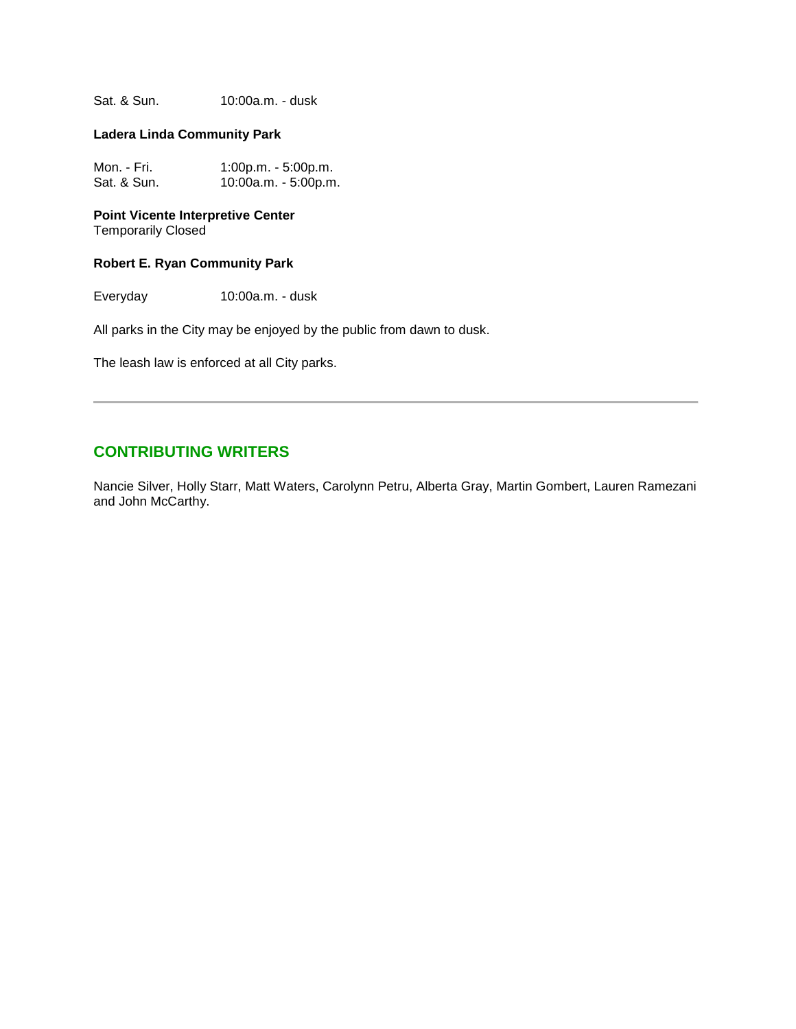| | |
|---|---|
| Sat. & Sun. | 10:00a.m. - dusk |

**Ladera Linda Community Park**

| | |
|---|---|
| Mon. - Fri. | 1:00p.m. - 5:00p.m. |
| Sat. & Sun. | 10:00a.m. - 5:00p.m. |

**Point Vicente Interpretive Center**
Temporarily Closed

**Robert E. Ryan Community Park**

| | |
|---|---|
| Everyday | 10:00a.m. - dusk |

All parks in the City may be enjoyed by the public from dawn to dusk.

The leash law is enforced at all City parks.

---

## CONTRIBUTING WRITERS

Nancie Silver, Holly Starr, Matt Waters, Carolynn Petru, Alberta Gray, Martin Gombert, Lauren Ramezani and John McCarthy.